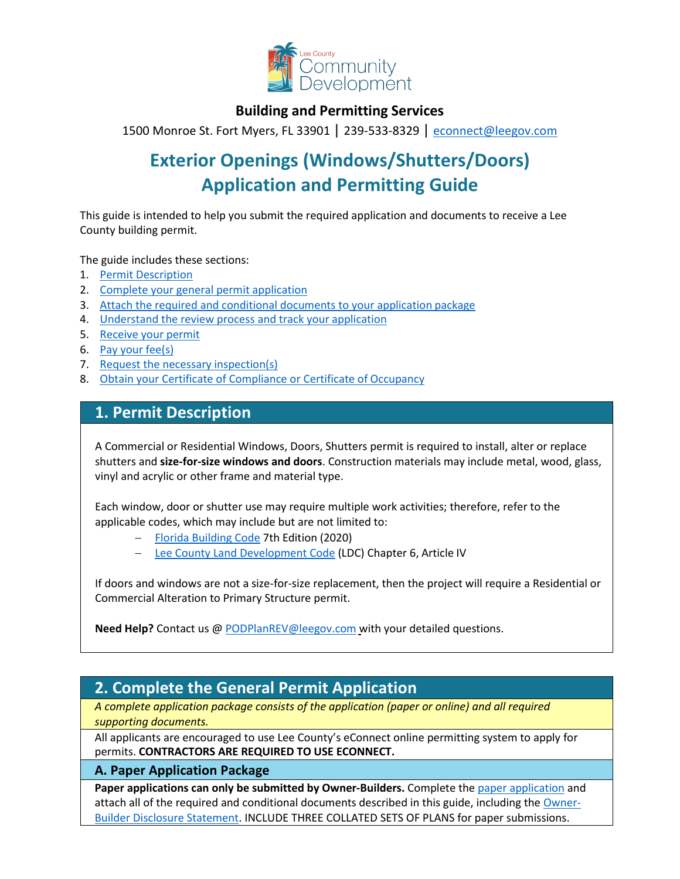Lee County Community Development

**Building and Permitting Services**

1500 Monroe St. Fort Myers, FL 33901 | 239-533-8329 | econnect@leegov.com

# Exterior Openings (Windows/Shutters/Doors) Application and Permitting Guide

This guide is intended to help you submit the required application and documents to receive a Lee County building permit.

The guide includes these sections:

1. Permit Description
2. Complete your general permit application
3. Attach the required and conditional documents to your application package
4. Understand the review process and track your application
5. Receive your permit
6. Pay your fee(s)
7. Request the necessary inspection(s)
8. Obtain your Certificate of Compliance or Certificate of Occupancy

## 1. Permit Description

A Commercial or Residential Windows, Doors, Shutters permit is required to install, alter or replace shutters and **size-for-size windows and doors**. Construction materials may include metal, wood, glass, vinyl and acrylic or other frame and material type.

Each window, door or shutter use may require multiple work activities; therefore, refer to the applicable codes, which may include but are not limited to:

- Florida Building Code 7th Edition (2020)
- Lee County Land Development Code (LDC) Chapter 6, Article IV

If doors and windows are not a size-for-size replacement, then the project will require a Residential or Commercial Alteration to Primary Structure permit.

**Need Help?** Contact us @ PODPlanREV@leegov.com with your detailed questions.

## 2. Complete the General Permit Application

*A complete application package consists of the application (paper or online) and all required supporting documents.*

All applicants are encouraged to use Lee County's eConnect online permitting system to apply for permits. **CONTRACTORS ARE REQUIRED TO USE ECONNECT.**

### A. Paper Application Package

**Paper applications can only be submitted by Owner-Builders.** Complete the paper application and attach all of the required and conditional documents described in this guide, including the Owner-Builder Disclosure Statement. INCLUDE THREE COLLATED SETS OF PLANS for paper submissions.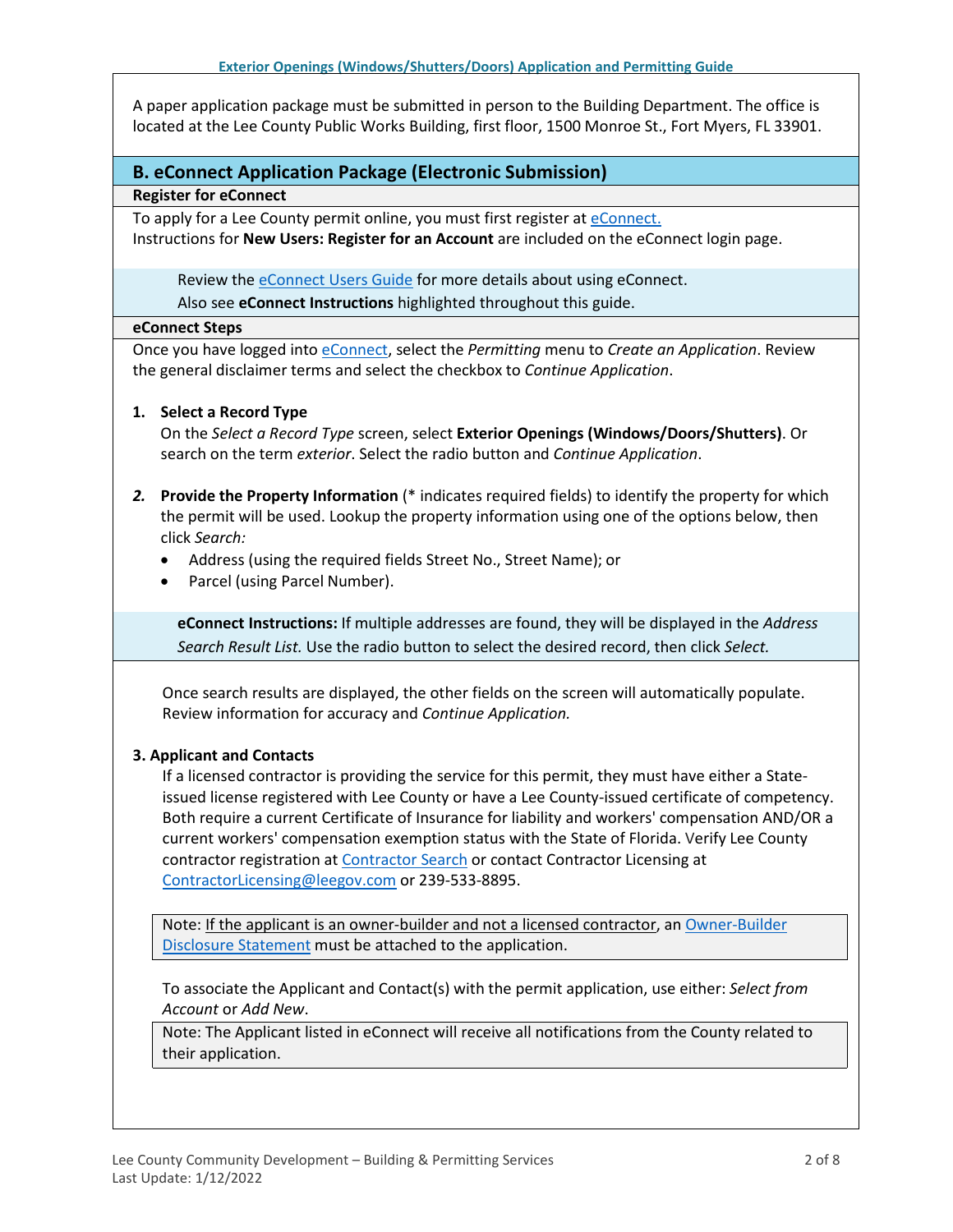A paper application package must be submitted in person to the Building Department. The office is located at the Lee County Public Works Building, first floor, 1500 Monroe St., Fort Myers, FL 33901.

## B. eConnect Application Package (Electronic Submission)

### Register for eConnect

To apply for a Lee County permit online, you must first register at eConnect.
Instructions for **New Users: Register for an Account** are included on the eConnect login page.

> Review the eConnect Users Guide for more details about using eConnect.
> Also see **eConnect Instructions** highlighted throughout this guide.

### eConnect Steps

Once you have logged into eConnect, select the *Permitting* menu to *Create an Application*. Review the general disclaimer terms and select the checkbox to *Continue Application*.

1. **Select a Record Type**
   On the *Select a Record Type* screen, select **Exterior Openings (Windows/Doors/Shutters)**. Or search on the term *exterior*. Select the radio button and *Continue Application*.

2. **Provide the Property Information** (* indicates required fields) to identify the property for which the permit will be used. Lookup the property information using one of the options below, then click *Search:*
   - Address (using the required fields Street No., Street Name); or
   - Parcel (using Parcel Number).

> **eConnect Instructions:** If multiple addresses are found, they will be displayed in the *Address Search Result List.* Use the radio button to select the desired record, then click *Select.*

Once search results are displayed, the other fields on the screen will automatically populate. Review information for accuracy and *Continue Application.*

**3. Applicant and Contacts**

If a licensed contractor is providing the service for this permit, they must have either a State-issued license registered with Lee County or have a Lee County-issued certificate of competency. Both require a current Certificate of Insurance for liability and workers' compensation AND/OR a current workers' compensation exemption status with the State of Florida. Verify Lee County contractor registration at Contractor Search or contact Contractor Licensing at ContractorLicensing@leegov.com or 239-533-8895.

> Note: If the applicant is an owner-builder and not a licensed contractor, an Owner-Builder Disclosure Statement must be attached to the application.

To associate the Applicant and Contact(s) with the permit application, use either: *Select from Account* or *Add New*.

> Note: The Applicant listed in eConnect will receive all notifications from the County related to their application.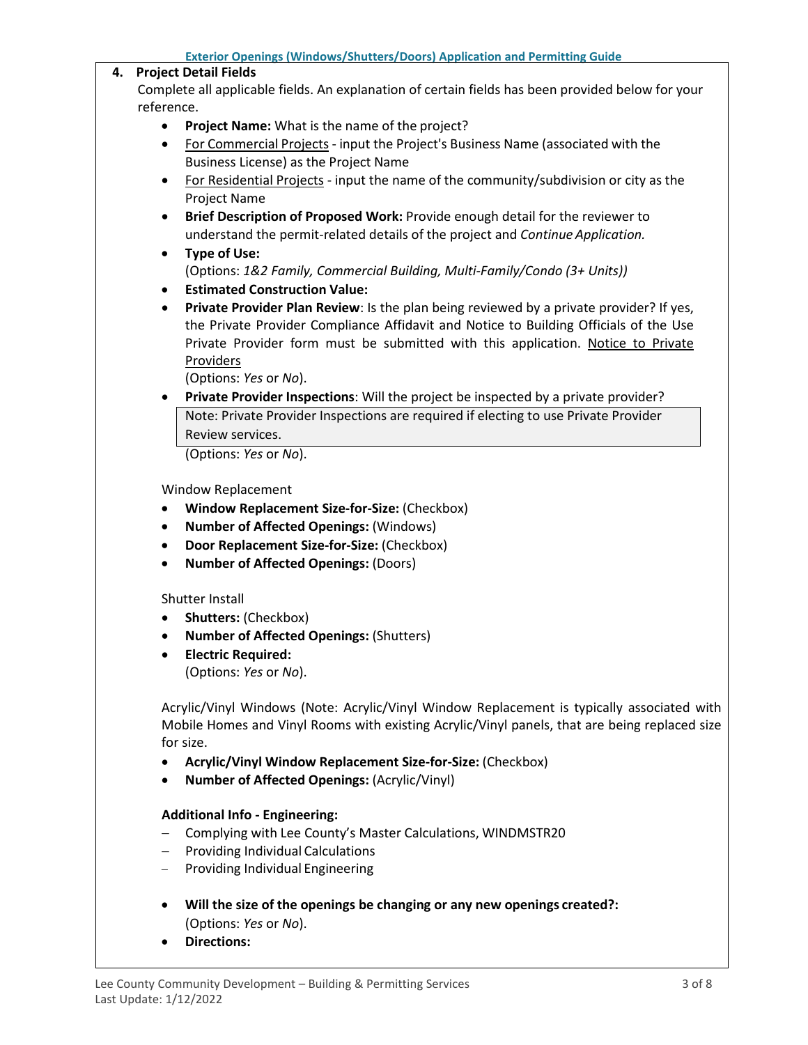**4. Project Detail Fields**

Complete all applicable fields. An explanation of certain fields has been provided below for your reference.

- **Project Name:** What is the name of the project?
- For Commercial Projects - input the Project's Business Name (associated with the Business License) as the Project Name
- For Residential Projects - input the name of the community/subdivision or city as the Project Name
- **Brief Description of Proposed Work:** Provide enough detail for the reviewer to understand the permit-related details of the project and *Continue Application.*
- **Type of Use:**
  (Options: *1&2 Family, Commercial Building, Multi-Family/Condo (3+ Units))*
- **Estimated Construction Value:**
- **Private Provider Plan Review**: Is the plan being reviewed by a private provider? If yes, the Private Provider Compliance Affidavit and Notice to Building Officials of the Use Private Provider form must be submitted with this application. Notice to Private Providers
  (Options: *Yes* or *No*).
- **Private Provider Inspections**: Will the project be inspected by a private provider?

  > Note: Private Provider Inspections are required if electing to use Private Provider Review services.

  (Options: *Yes* or *No*).

Window Replacement

- **Window Replacement Size-for-Size:** (Checkbox)
- **Number of Affected Openings:** (Windows)
- **Door Replacement Size-for-Size:** (Checkbox)
- **Number of Affected Openings:** (Doors)

Shutter Install

- **Shutters:** (Checkbox)
- **Number of Affected Openings:** (Shutters)
- **Electric Required:**
  (Options: *Yes* or *No*).

Acrylic/Vinyl Windows (Note: Acrylic/Vinyl Window Replacement is typically associated with Mobile Homes and Vinyl Rooms with existing Acrylic/Vinyl panels, that are being replaced size for size.

- **Acrylic/Vinyl Window Replacement Size-for-Size:** (Checkbox)
- **Number of Affected Openings:** (Acrylic/Vinyl)

**Additional Info - Engineering:**

- Complying with Lee County's Master Calculations, WINDMSTR20
- Providing Individual Calculations
- Providing Individual Engineering

- **Will the size of the openings be changing or any new openings created?:**
  (Options: *Yes* or *No*).
- **Directions:**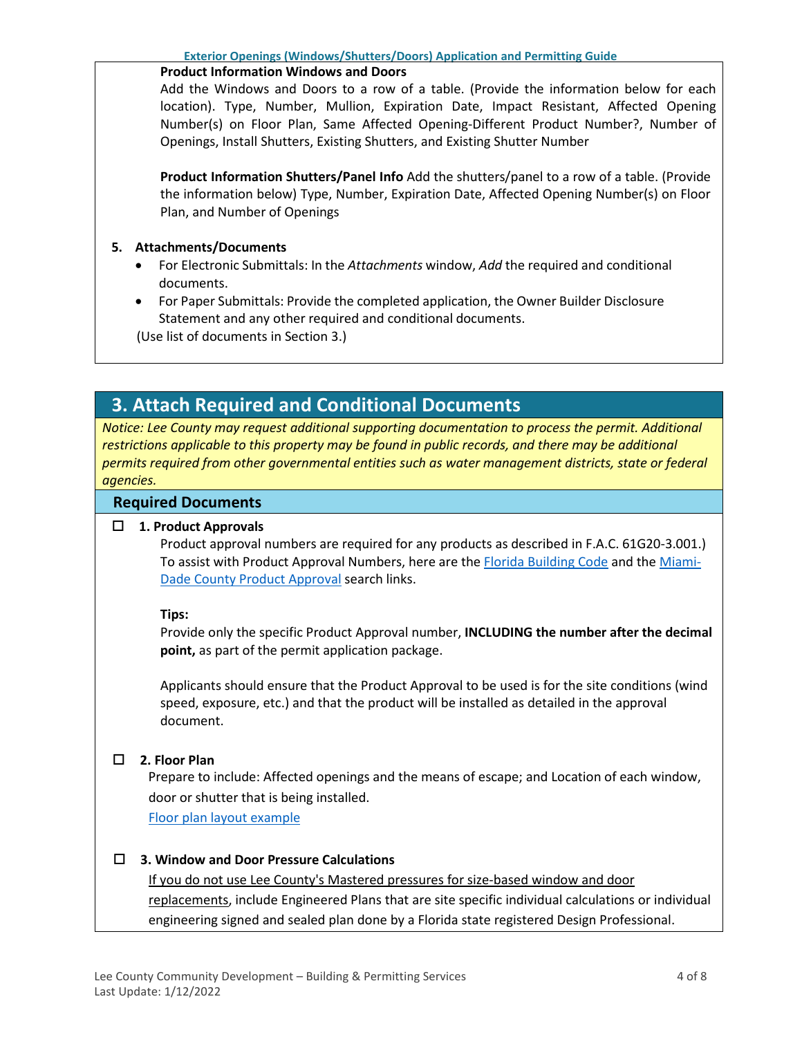**Product Information Windows and Doors**

Add the Windows and Doors to a row of a table. (Provide the information below for each location). Type, Number, Mullion, Expiration Date, Impact Resistant, Affected Opening Number(s) on Floor Plan, Same Affected Opening-Different Product Number?, Number of Openings, Install Shutters, Existing Shutters, and Existing Shutter Number

**Product Information Shutters/Panel Info** Add the shutters/panel to a row of a table. (Provide the information below) Type, Number, Expiration Date, Affected Opening Number(s) on Floor Plan, and Number of Openings

5. **Attachments/Documents**
   - For Electronic Submittals: In the *Attachments* window, *Add* the required and conditional documents.
   - For Paper Submittals: Provide the completed application, the Owner Builder Disclosure Statement and any other required and conditional documents.

   (Use list of documents in Section 3.)

## 3. Attach Required and Conditional Documents

*Notice: Lee County may request additional supporting documentation to process the permit. Additional restrictions applicable to this property may be found in public records, and there may be additional permits required from other governmental entities such as water management districts, state or federal agencies.*

### Required Documents

☐ **1. Product Approvals**

Product approval numbers are required for any products as described in F.A.C. 61G20-3.001.) To assist with Product Approval Numbers, here are the Florida Building Code and the Miami-Dade County Product Approval search links.

**Tips:**

Provide only the specific Product Approval number, **INCLUDING the number after the decimal point,** as part of the permit application package.

Applicants should ensure that the Product Approval to be used is for the site conditions (wind speed, exposure, etc.) and that the product will be installed as detailed in the approval document.

☐ **2. Floor Plan**

Prepare to include: Affected openings and the means of escape; and Location of each window, door or shutter that is being installed.

Floor plan layout example

☐ **3. Window and Door Pressure Calculations**

If you do not use Lee County's Mastered pressures for size-based window and door replacements, include Engineered Plans that are site specific individual calculations or individual engineering signed and sealed plan done by a Florida state registered Design Professional.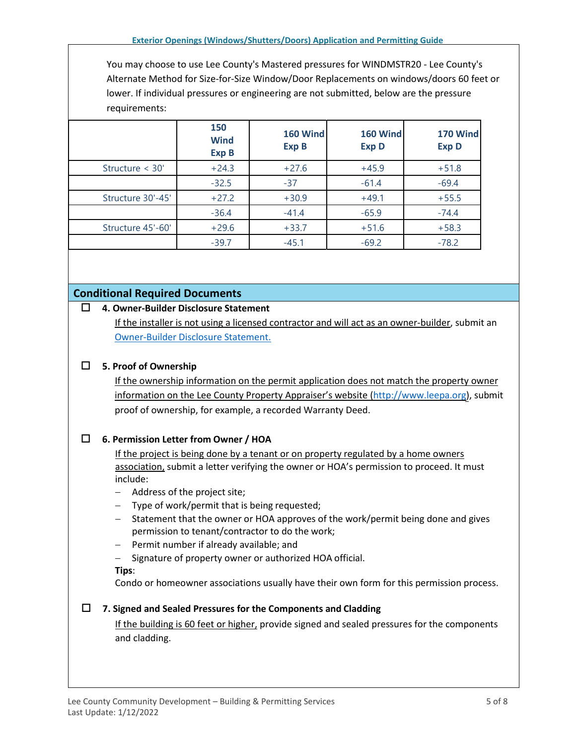You may choose to use Lee County's Mastered pressures for WINDMSTR20 - Lee County's Alternate Method for Size-for-Size Window/Door Replacements on windows/doors 60 feet or lower. If individual pressures or engineering are not submitted, below are the pressure requirements:

| | 150 Wind Exp B | 160 Wind Exp B | 160 Wind Exp D | 170 Wind Exp D |
|---|---|---|---|---|
| Structure < 30' | +24.3 | +27.6 | +45.9 | +51.8 |
| | -32.5 | -37 | -61.4 | -69.4 |
| Structure 30'-45' | +27.2 | +30.9 | +49.1 | +55.5 |
| | -36.4 | -41.4 | -65.9 | -74.4 |
| Structure 45'-60' | +29.6 | +33.7 | +51.6 | +58.3 |
| | -39.7 | -45.1 | -69.2 | -78.2 |

## Conditional Required Documents

☐ **4. Owner-Builder Disclosure Statement**

If the installer is not using a licensed contractor and will act as an owner-builder, submit an Owner-Builder Disclosure Statement.

☐ **5. Proof of Ownership**

If the ownership information on the permit application does not match the property owner information on the Lee County Property Appraiser's website (http://www.leepa.org), submit proof of ownership, for example, a recorded Warranty Deed.

☐ **6. Permission Letter from Owner / HOA**

If the project is being done by a tenant or on property regulated by a home owners association, submit a letter verifying the owner or HOA's permission to proceed. It must include:

- Address of the project site;
- Type of work/permit that is being requested;
- Statement that the owner or HOA approves of the work/permit being done and gives permission to tenant/contractor to do the work;
- Permit number if already available; and
- Signature of property owner or authorized HOA official.

**Tips**:

Condo or homeowner associations usually have their own form for this permission process.

☐ **7. Signed and Sealed Pressures for the Components and Cladding**

If the building is 60 feet or higher, provide signed and sealed pressures for the components and cladding.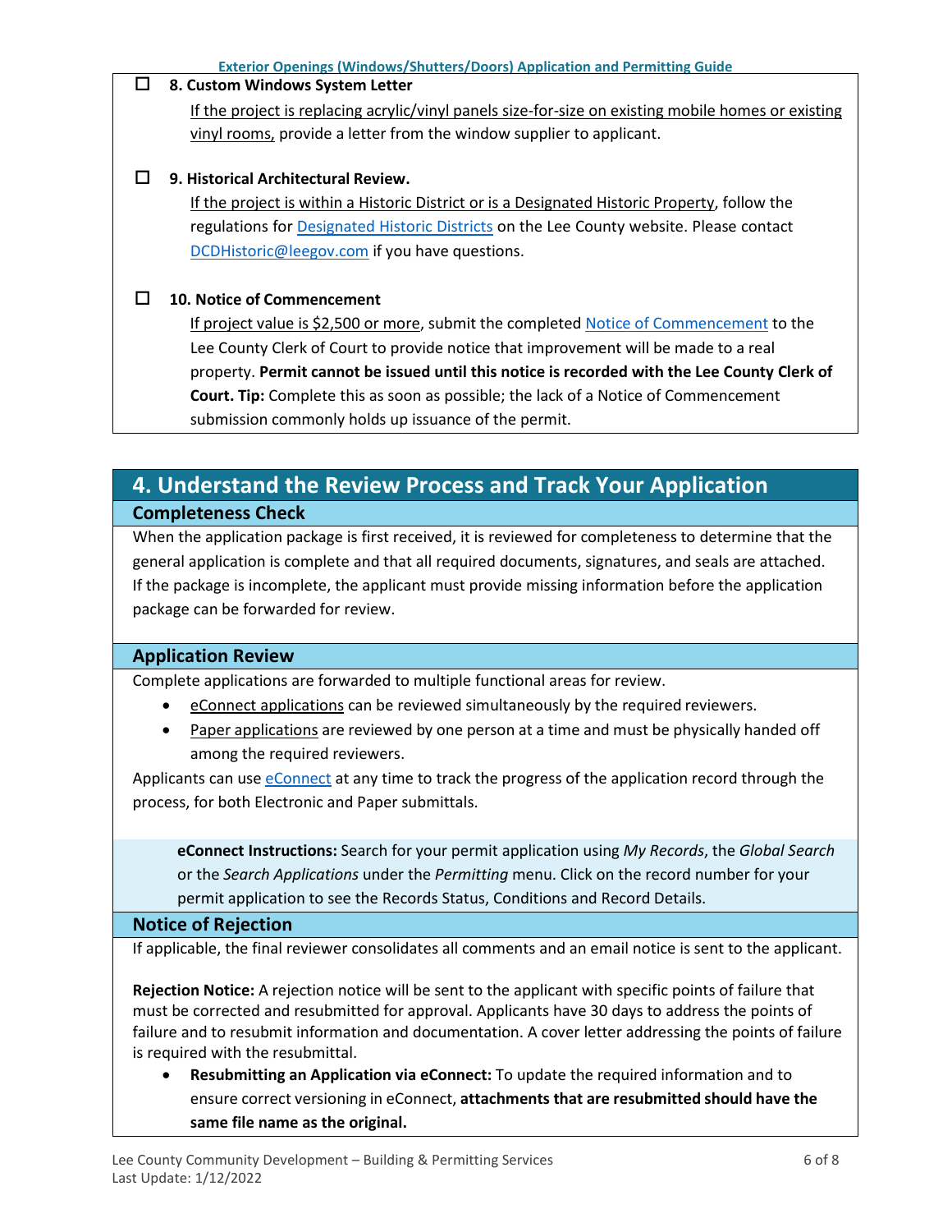- ☐ **8. Custom Windows System Letter**

  If the project is replacing acrylic/vinyl panels size-for-size on existing mobile homes or existing vinyl rooms, provide a letter from the window supplier to applicant.

- ☐ **9. Historical Architectural Review.**

  If the project is within a Historic District or is a Designated Historic Property, follow the regulations for Designated Historic Districts on the Lee County website. Please contact DCDHistoric@leegov.com if you have questions.

- ☐ **10. Notice of Commencement**

  If project value is $2,500 or more, submit the completed Notice of Commencement to the Lee County Clerk of Court to provide notice that improvement will be made to a real property. **Permit cannot be issued until this notice is recorded with the Lee County Clerk of Court. Tip:** Complete this as soon as possible; the lack of a Notice of Commencement submission commonly holds up issuance of the permit.

## 4. Understand the Review Process and Track Your Application

### Completeness Check

When the application package is first received, it is reviewed for completeness to determine that the general application is complete and that all required documents, signatures, and seals are attached. If the package is incomplete, the applicant must provide missing information before the application package can be forwarded for review.

### Application Review

Complete applications are forwarded to multiple functional areas for review.

- eConnect applications can be reviewed simultaneously by the required reviewers.
- Paper applications are reviewed by one person at a time and must be physically handed off among the required reviewers.

Applicants can use eConnect at any time to track the progress of the application record through the process, for both Electronic and Paper submittals.

> **eConnect Instructions:** Search for your permit application using *My Records*, the *Global Search* or the *Search Applications* under the *Permitting* menu. Click on the record number for your permit application to see the Records Status, Conditions and Record Details.

### Notice of Rejection

If applicable, the final reviewer consolidates all comments and an email notice is sent to the applicant.

**Rejection Notice:** A rejection notice will be sent to the applicant with specific points of failure that must be corrected and resubmitted for approval. Applicants have 30 days to address the points of failure and to resubmit information and documentation. A cover letter addressing the points of failure is required with the resubmittal.

- **Resubmitting an Application via eConnect:** To update the required information and to ensure correct versioning in eConnect, **attachments that are resubmitted should have the same file name as the original.**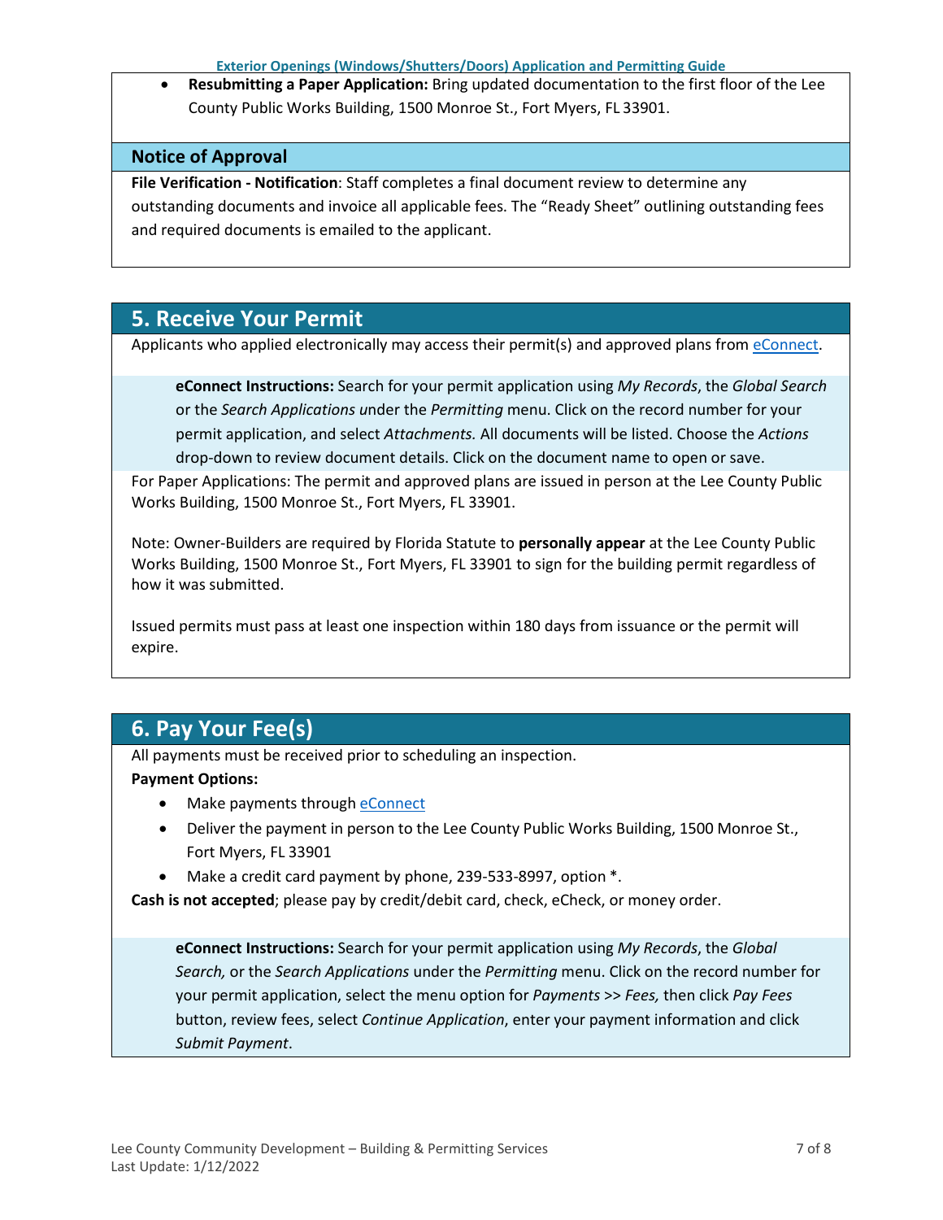- **Resubmitting a Paper Application:** Bring updated documentation to the first floor of the Lee County Public Works Building, 1500 Monroe St., Fort Myers, FL 33901.

### Notice of Approval

**File Verification - Notification**: Staff completes a final document review to determine any outstanding documents and invoice all applicable fees. The "Ready Sheet" outlining outstanding fees and required documents is emailed to the applicant.

## 5. Receive Your Permit

Applicants who applied electronically may access their permit(s) and approved plans from eConnect.

> **eConnect Instructions:** Search for your permit application using *My Records*, the *Global Search* or the *Search Applications* under the *Permitting* menu. Click on the record number for your permit application, and select *Attachments.* All documents will be listed. Choose the *Actions* drop-down to review document details. Click on the document name to open or save.

For Paper Applications: The permit and approved plans are issued in person at the Lee County Public Works Building, 1500 Monroe St., Fort Myers, FL 33901.

Note: Owner-Builders are required by Florida Statute to **personally appear** at the Lee County Public Works Building, 1500 Monroe St., Fort Myers, FL 33901 to sign for the building permit regardless of how it was submitted.

Issued permits must pass at least one inspection within 180 days from issuance or the permit will expire.

## 6. Pay Your Fee(s)

All payments must be received prior to scheduling an inspection.

**Payment Options:**

- Make payments through eConnect
- Deliver the payment in person to the Lee County Public Works Building, 1500 Monroe St., Fort Myers, FL 33901
- Make a credit card payment by phone, 239-533-8997, option *.

**Cash is not accepted**; please pay by credit/debit card, check, eCheck, or money order.

> **eConnect Instructions:** Search for your permit application using *My Records*, the *Global Search,* or the *Search Applications* under the *Permitting* menu. Click on the record number for your permit application, select the menu option for *Payments* >> *Fees,* then click *Pay Fees* button, review fees, select *Continue Application*, enter your payment information and click *Submit Payment*.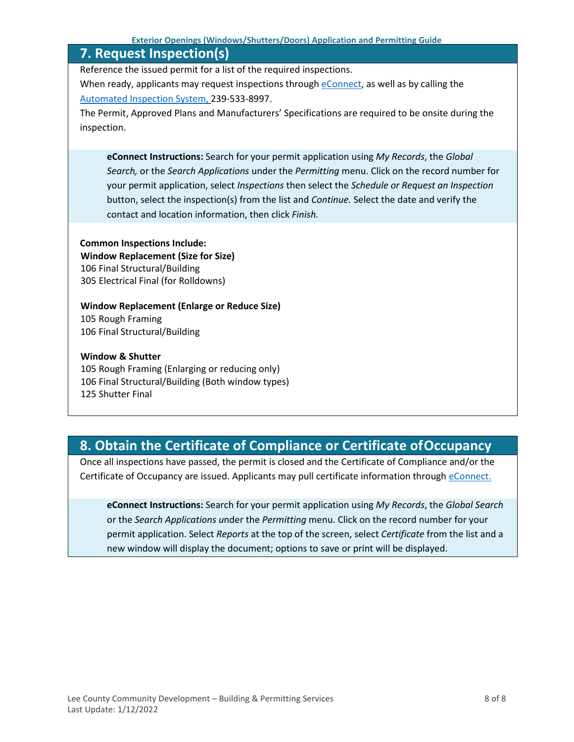## 7. Request Inspection(s)

Reference the issued permit for a list of the required inspections.
When ready, applicants may request inspections through eConnect, as well as by calling the Automated Inspection System, 239-533-8997.
The Permit, Approved Plans and Manufacturers' Specifications are required to be onsite during the inspection.

> **eConnect Instructions:** Search for your permit application using *My Records*, the *Global Search,* or the *Search Applications* under the *Permitting* menu. Click on the record number for your permit application, select *Inspections* then select the *Schedule or Request an Inspection* button, select the inspection(s) from the list and *Continue.* Select the date and verify the contact and location information, then click *Finish.*

**Common Inspections Include:**

**Window Replacement (Size for Size)**
106 Final Structural/Building
305 Electrical Final (for Rolldowns)

**Window Replacement (Enlarge or Reduce Size)**
105 Rough Framing
106 Final Structural/Building

**Window & Shutter**
105 Rough Framing (Enlarging or reducing only)
106 Final Structural/Building (Both window types)
125 Shutter Final

## 8. Obtain the Certificate of Compliance or Certificate of Occupancy

Once all inspections have passed, the permit is closed and the Certificate of Compliance and/or the Certificate of Occupancy are issued. Applicants may pull certificate information through eConnect.

> **eConnect Instructions:** Search for your permit application using *My Records*, the *Global Search* or the *Search Applications* under the *Permitting* menu. Click on the record number for your permit application. Select *Reports* at the top of the screen, select *Certificate* from the list and a new window will display the document; options to save or print will be displayed.